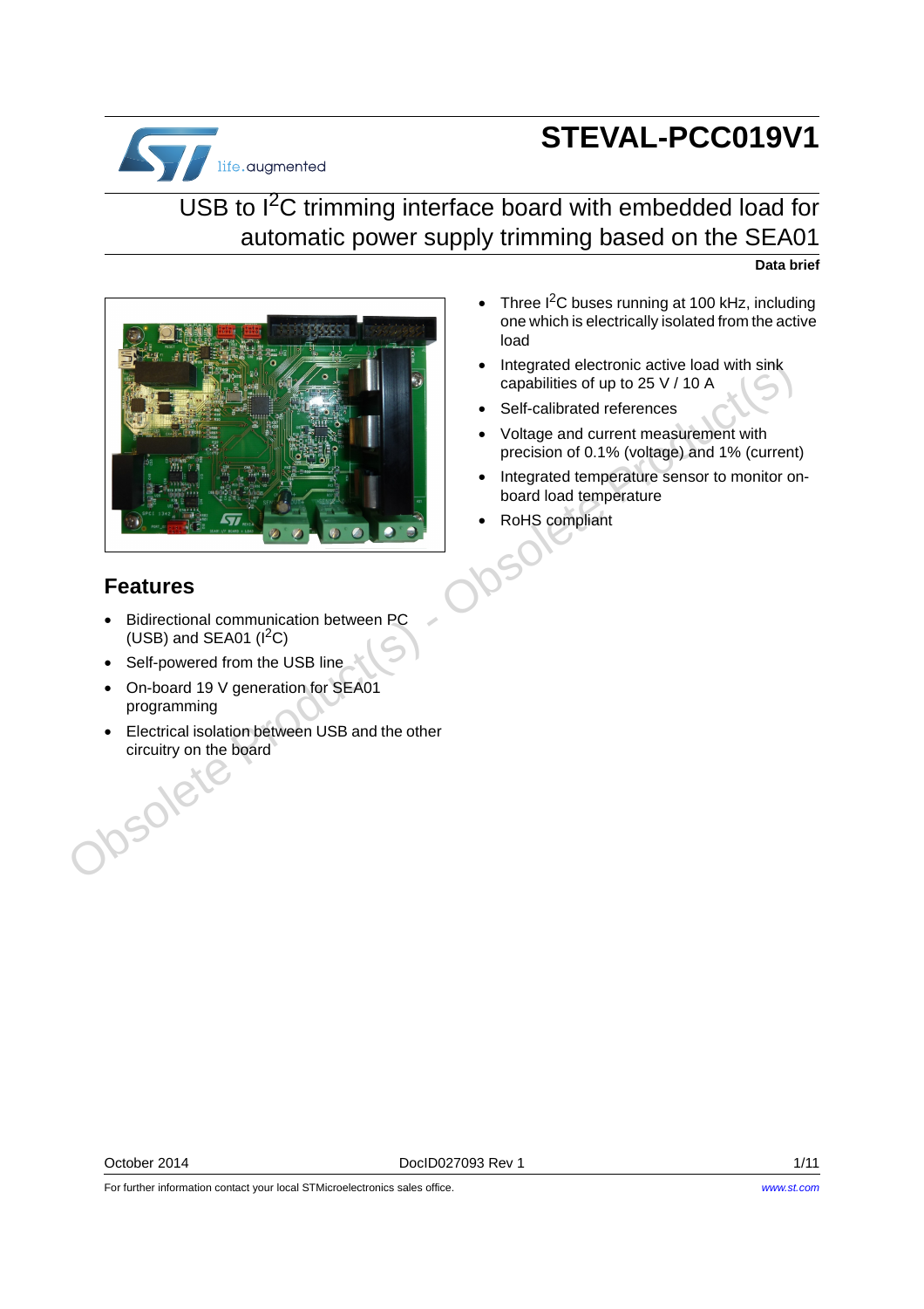# STEVAL-PCC019V1

## USB to $I^2C$ trimming interface board with embedded load for automatic power supply trimming based on the SEA01

**Data brief**

## Features

- Bidirectional communication between PC (USB) and SEA01 ($I^2C$)
- Self-powered from the USB line
- On-board 19 V generation for SEA01 programming
- Electrical isolation between USB and the other circuitry on the board
- Three $I^2C$ buses running at 100 kHz, including one which is electrically isolated from the active load
- Integrated electronic active load with sink capabilities of up to 25 V / 10 A
- Self-calibrated references
- Voltage and current measurement with precision of 0.1% (voltage) and 1% (current)
- Integrated temperature sensor to monitor on-board load temperature
- RoHS compliant

For further information contact your local STMicroelectronics sales office.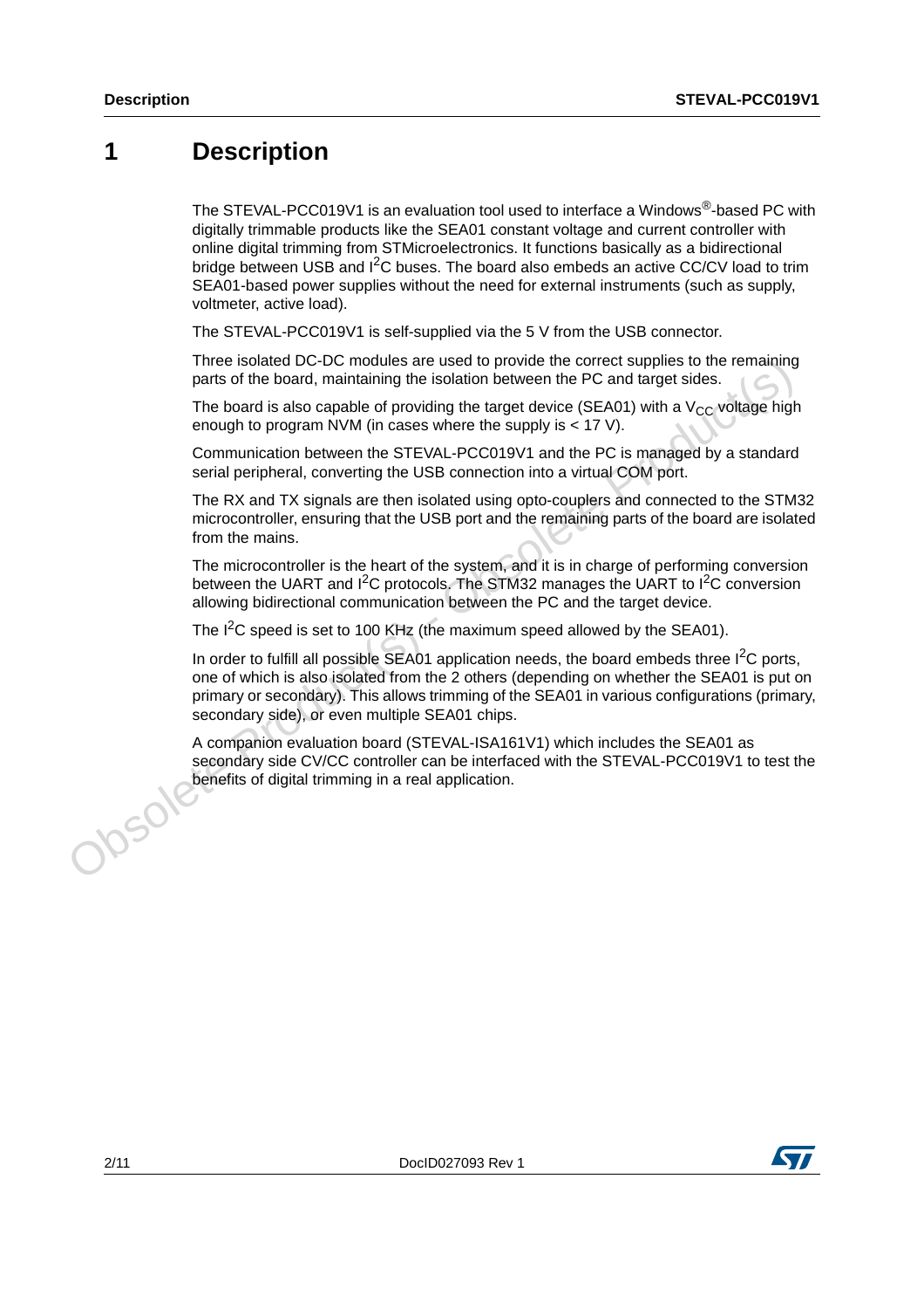# 1 Description

The STEVAL-PCC019V1 is an evaluation tool used to interface a Windows®-based PC with digitally trimmable products like the SEA01 constant voltage and current controller with online digital trimming from STMicroelectronics. It functions basically as a bidirectional bridge between USB and $I^2C$ buses. The board also embeds an active CC/CV load to trim SEA01-based power supplies without the need for external instruments (such as supply, voltmeter, active load).

The STEVAL-PCC019V1 is self-supplied via the 5 V from the USB connector.

Three isolated DC-DC modules are used to provide the correct supplies to the remaining parts of the board, maintaining the isolation between the PC and target sides.

The board is also capable of providing the target device (SEA01) with a $V_{CC}$ voltage high enough to program NVM (in cases where the supply is < 17 V).

Communication between the STEVAL-PCC019V1 and the PC is managed by a standard serial peripheral, converting the USB connection into a virtual COM port.

The RX and TX signals are then isolated using opto-couplers and connected to the STM32 microcontroller, ensuring that the USB port and the remaining parts of the board are isolated from the mains.

The microcontroller is the heart of the system, and it is in charge of performing conversion between the UART and $I^2C$ protocols. The STM32 manages the UART to $I^2C$ conversion allowing bidirectional communication between the PC and the target device.

The $I^2C$ speed is set to 100 KHz (the maximum speed allowed by the SEA01).

In order to fulfill all possible SEA01 application needs, the board embeds three $I^2C$ ports, one of which is also isolated from the 2 others (depending on whether the SEA01 is put on primary or secondary). This allows trimming of the SEA01 in various configurations (primary, secondary side), or even multiple SEA01 chips.

A companion evaluation board (STEVAL-ISA161V1) which includes the SEA01 as secondary side CV/CC controller can be interfaced with the STEVAL-PCC019V1 to test the benefits of digital trimming in a real application.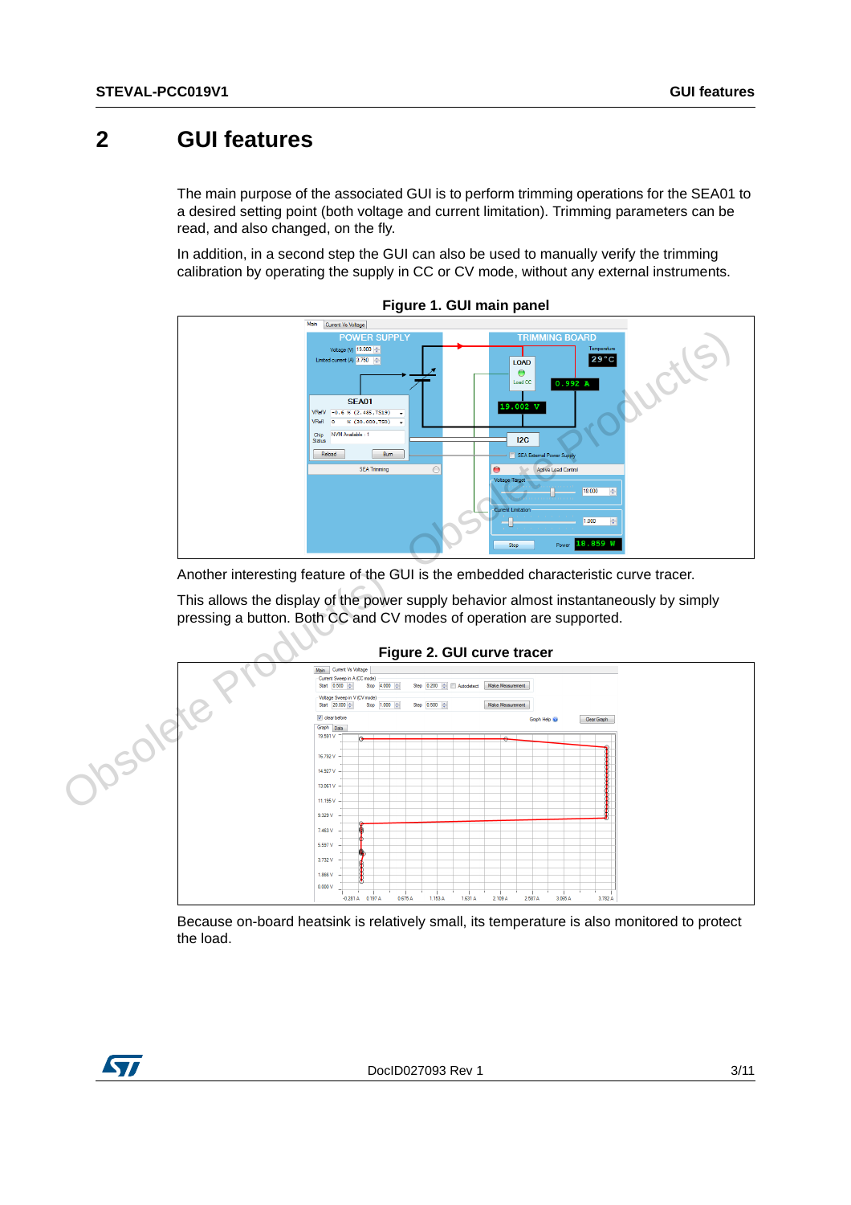# 2 GUI features

The main purpose of the associated GUI is to perform trimming operations for the SEA01 to a desired setting point (both voltage and current limitation). Trimming parameters can be read, and also changed, on the fly.

In addition, in a second step the GUI can also be used to manually verify the trimming calibration by operating the supply in CC or CV mode, without any external instruments.

**Figure 1. GUI main panel**

Another interesting feature of the GUI is the embedded characteristic curve tracer.

This allows the display of the power supply behavior almost instantaneously by simply pressing a button. Both CC and CV modes of operation are supported.

**Figure 2. GUI curve tracer**

Because on-board heatsink is relatively small, its temperature is also monitored to protect the load.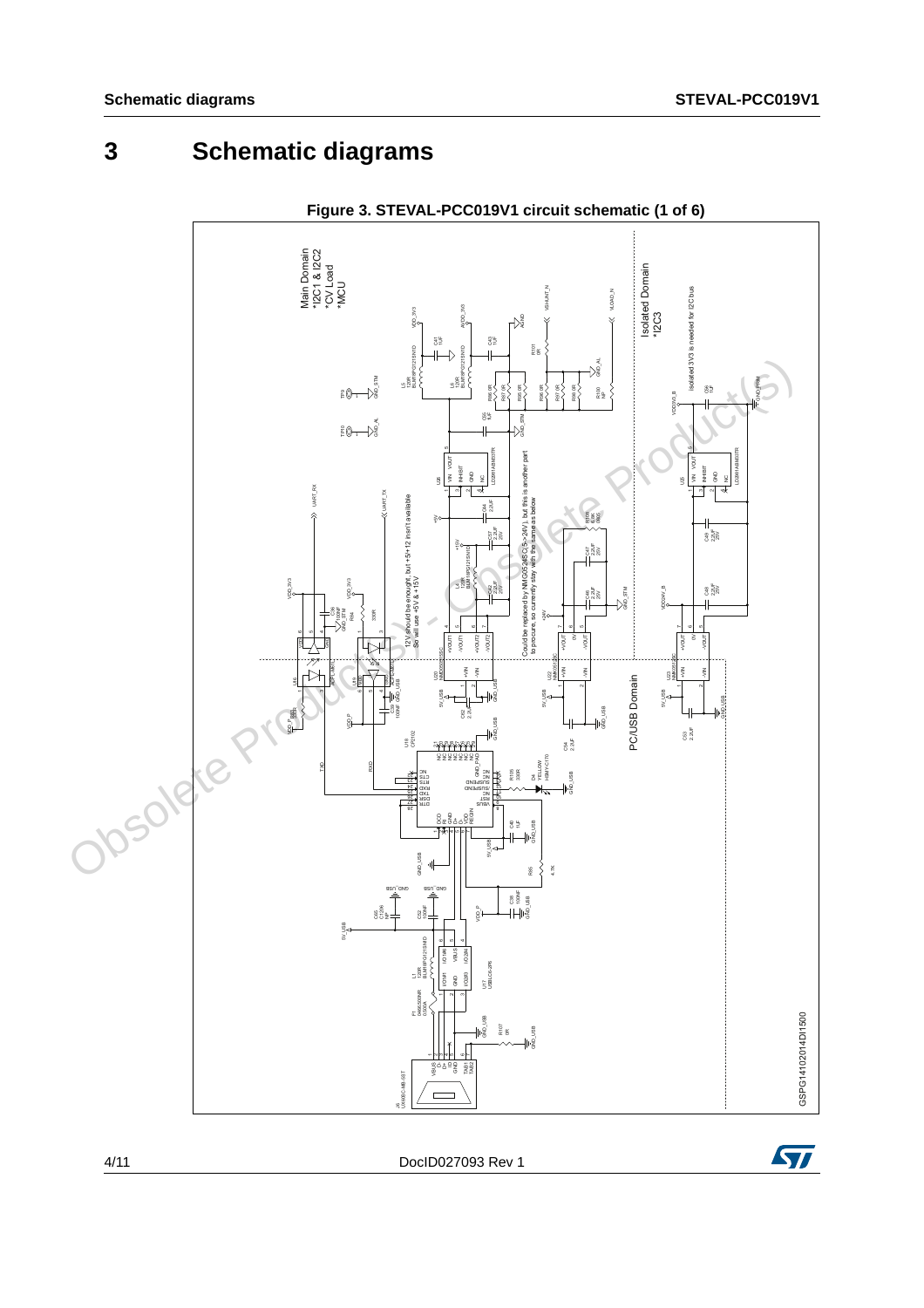# 3 Schematic diagrams

**Figure 3. STEVAL-PCC019V1 circuit schematic (1 of 6)**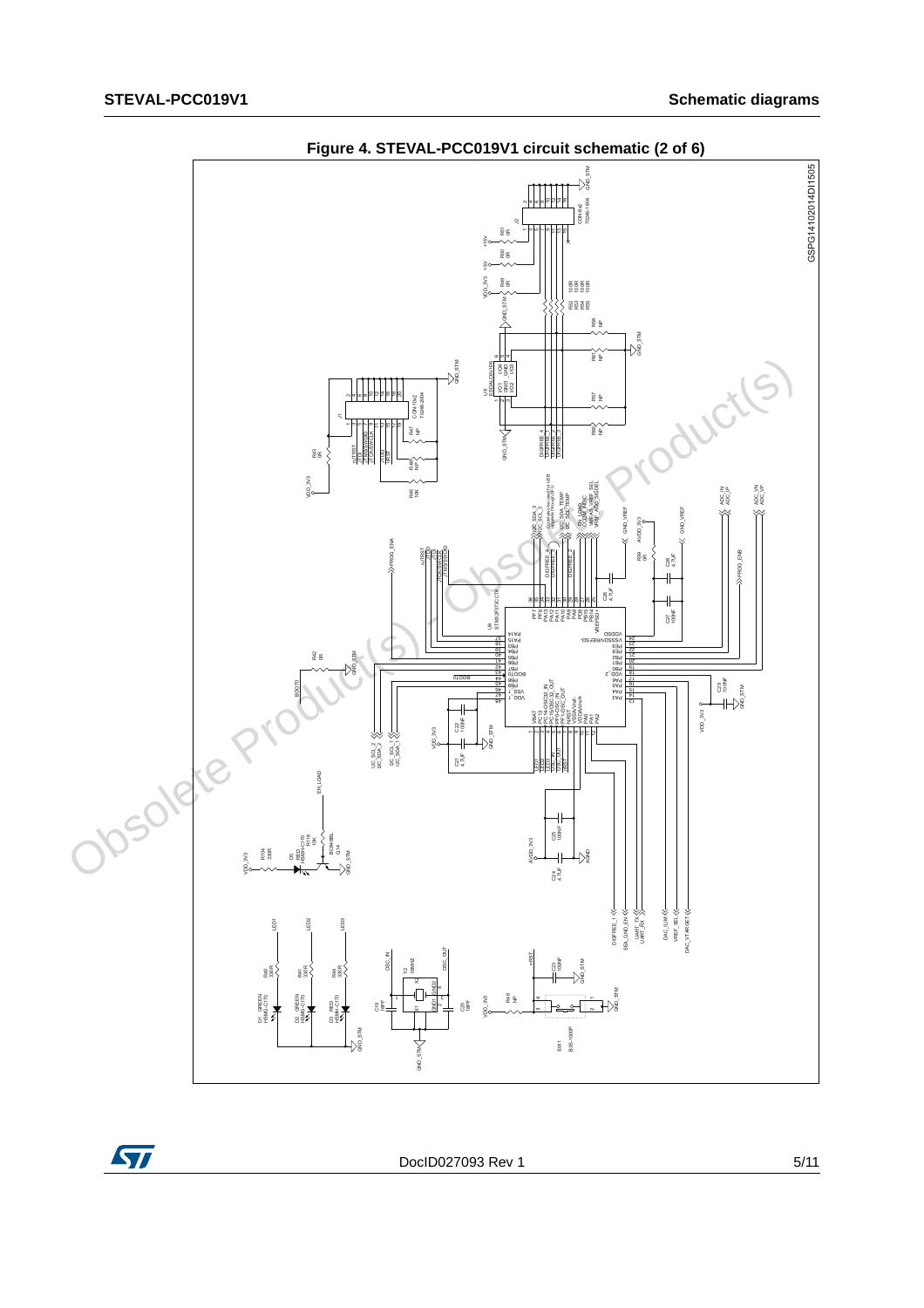Figure 4. STEVAL-PCC019V1 circuit schematic (2 of 6)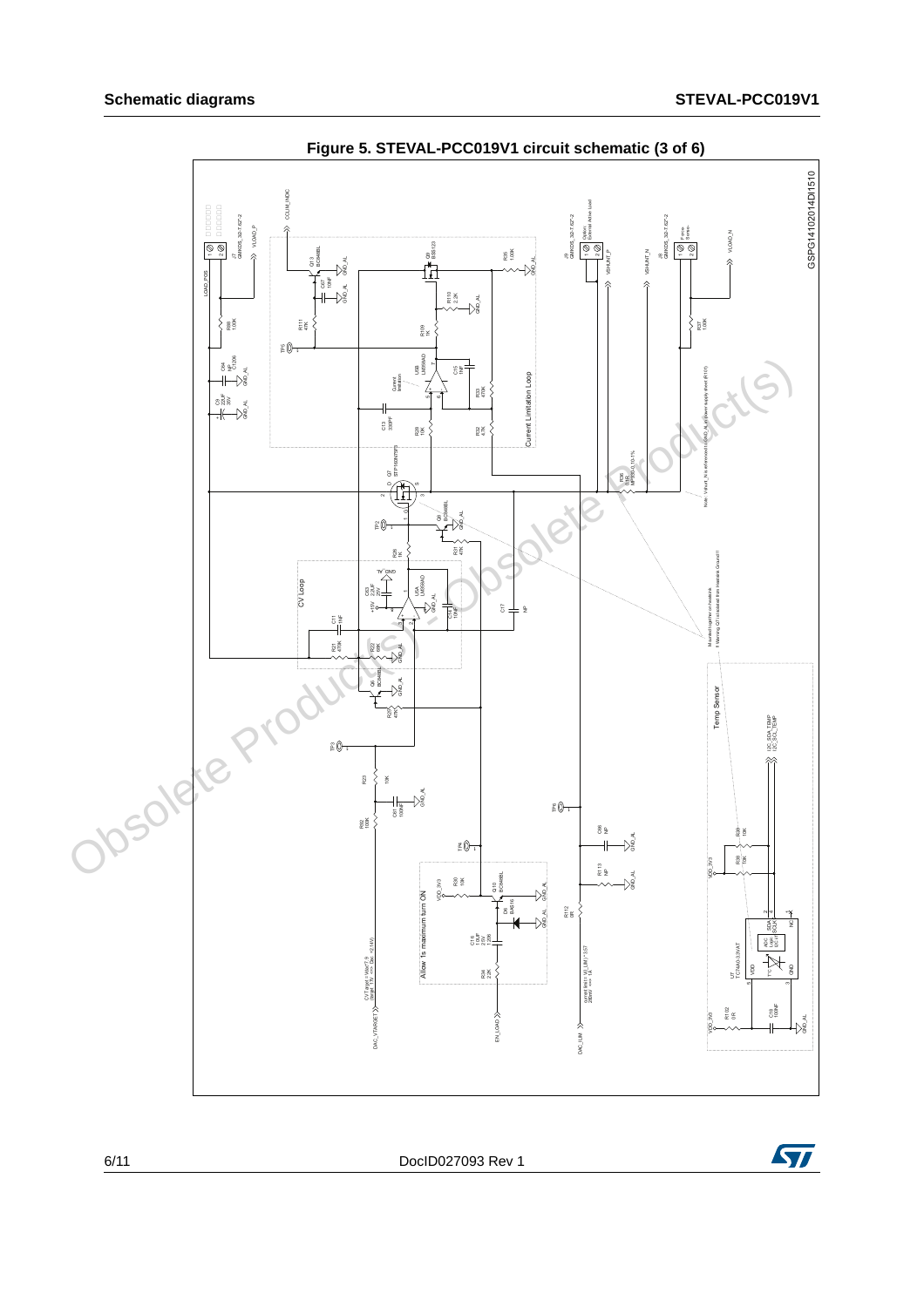Figure 5. STEVAL-PCC019V1 circuit schematic (3 of 6)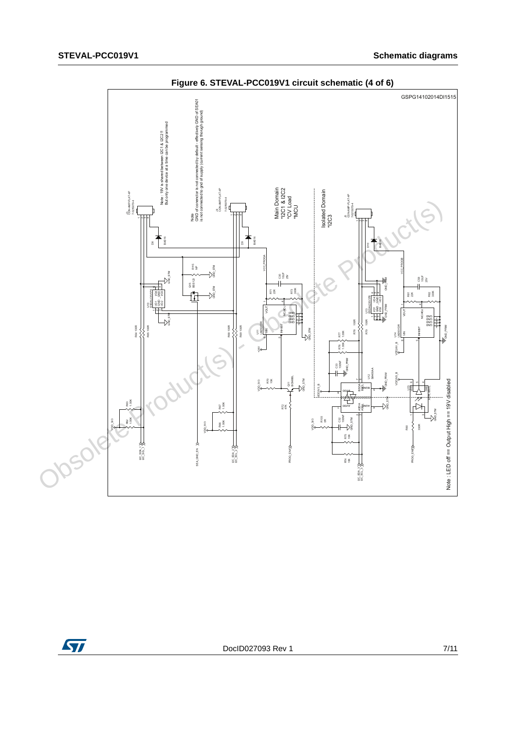Figure 6. STEVAL-PCC019V1 circuit schematic (4 of 6)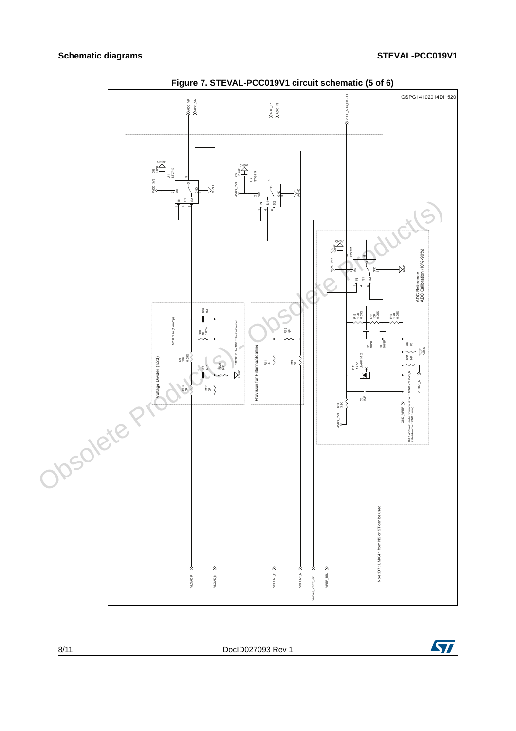**Figure 7. STEVAL-PCC019V1 circuit schematic (5 of 6)**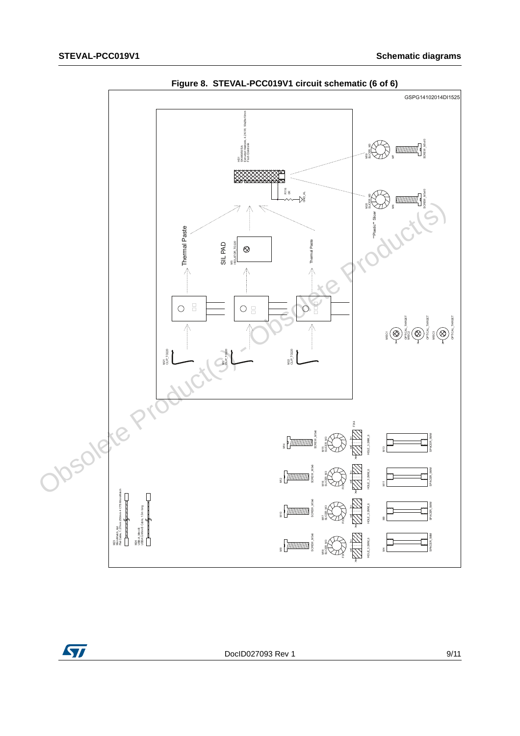**Figure 8. STEVAL-PCC019V1 circuit schematic (6 of 6)**

GSPG14102014DI1525

HS1
SK489/50/SA
Extruded Heatsink, 4.2K/W, 50x28x10mm
Fisch Elektronik

R116
0R

GND_AL

M19
SLICER_M3

M7

SCREW_M3x10

M20
SLICER_M3

M6

SCREW_M3x10

"Plastic" Slicer

Thermal Paste

SIL PAD

M5
ISOLATOR_TO220

Thermal Paste

M21
CLIP_TO220

M2
CLIP_TO220

M22
CLIP_TO220

MISC1
OPTICAL_TARGET

MISC2
OPTICAL_TARGET

MISC3
OPTICAL_TARGET

FIX4

M14
SCREW_M3x6

M15
SLICER_M3

HOLE_3.2MM_6

M13
SPACER_3MM

M12
SCREW_M3x6

M16
SLICER_M3

HOLE_3.2MM_6

M11
SPACER_3MM

M10
SCREW_M3x6

M17
SLICER_M3

HOLE_3.2MM_6

M9
SPACER_3MM

M8
SCREW_M3x6

M18
SLICER_M3

HOLE_3.2MM_6

M4
SPACER_3MM

M23
MicroMatch_flat
Flat Cable, 1.27mm 250mm 4 CTS MicroMatch

M24
USB-A_Mini-B
USB-A-Mini-B Cable, 1.5m long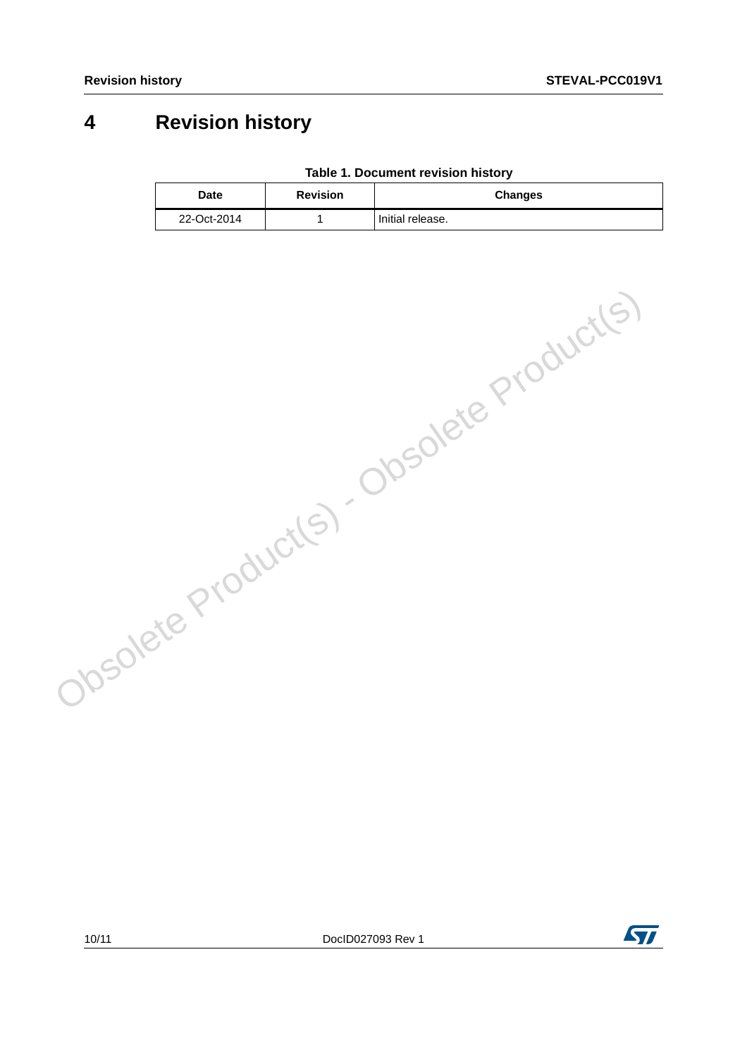# 4 Revision history

**Table 1. Document revision history**

| Date | Revision | Changes |
| --- | --- | --- |
| 22-Oct-2014 | 1 | Initial release. |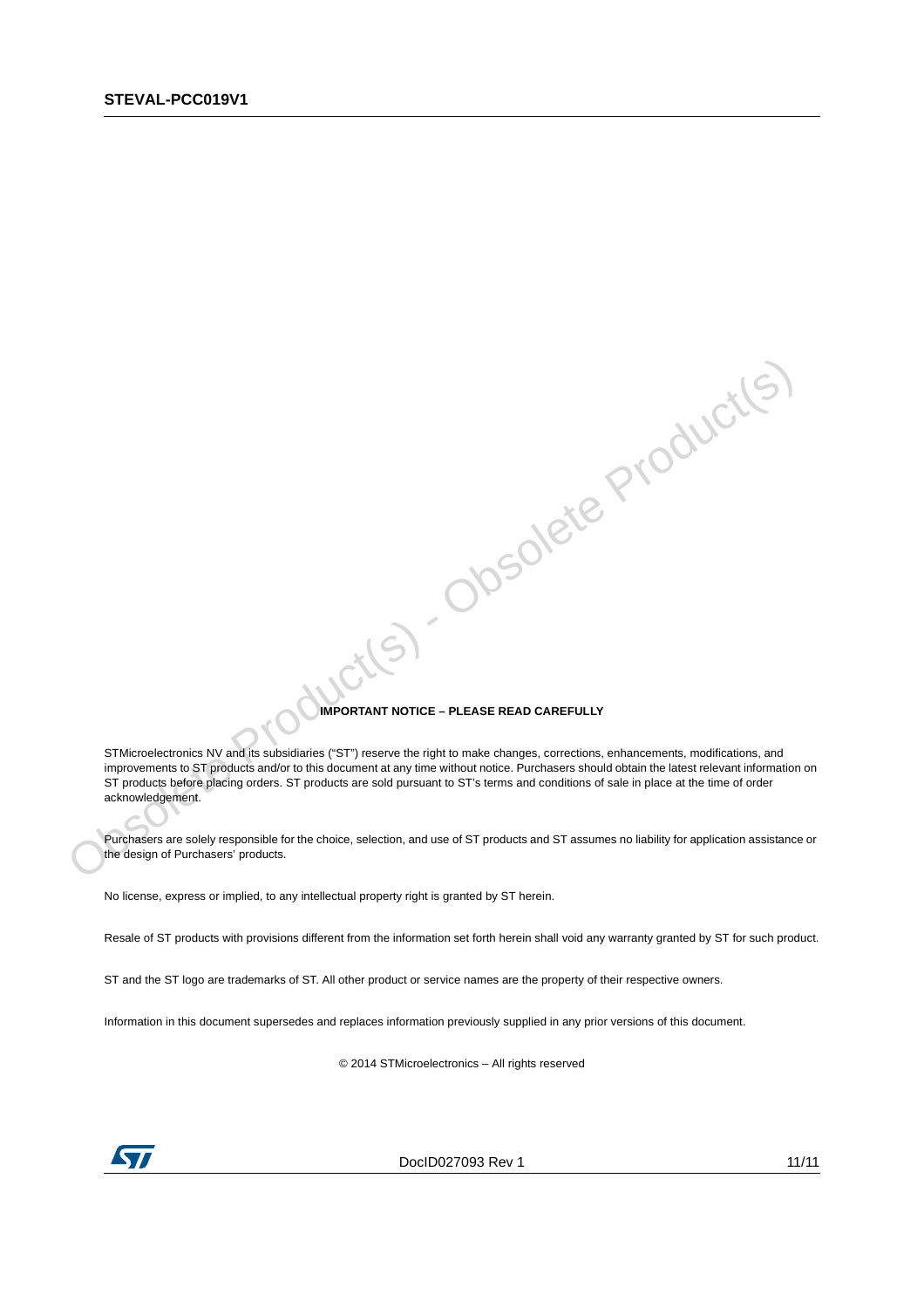**IMPORTANT NOTICE – PLEASE READ CAREFULLY**

STMicroelectronics NV and its subsidiaries ("ST") reserve the right to make changes, corrections, enhancements, modifications, and improvements to ST products and/or to this document at any time without notice. Purchasers should obtain the latest relevant information on ST products before placing orders. ST products are sold pursuant to ST's terms and conditions of sale in place at the time of order acknowledgement.

Purchasers are solely responsible for the choice, selection, and use of ST products and ST assumes no liability for application assistance or the design of Purchasers' products.

No license, express or implied, to any intellectual property right is granted by ST herein.

Resale of ST products with provisions different from the information set forth herein shall void any warranty granted by ST for such product.

ST and the ST logo are trademarks of ST. All other product or service names are the property of their respective owners.

Information in this document supersedes and replaces information previously supplied in any prior versions of this document.

© 2014 STMicroelectronics – All rights reserved